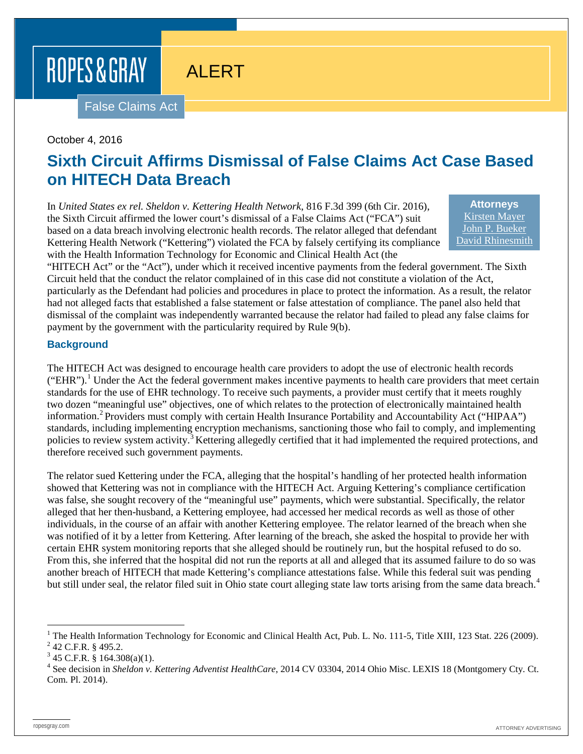# ROPES & GRAY

## ALERT

False Claims Act

October 4, 2016

# Sixth Circuit Affirms Dismissal of False Claims Act Case Based on HITECH Data Breach

**Attorneys**
Kirsten Mayer
John P. Bueker
David Rhinesmith

In *United States ex rel. Sheldon v. Kettering Health Network*, 816 F.3d 399 (6th Cir. 2016), the Sixth Circuit affirmed the lower court's dismissal of a False Claims Act ("FCA") suit based on a data breach involving electronic health records. The relator alleged that defendant Kettering Health Network ("Kettering") violated the FCA by falsely certifying its compliance with the Health Information Technology for Economic and Clinical Health Act (the "HITECH Act" or the "Act"), under which it received incentive payments from the federal government. The Sixth Circuit held that the conduct the relator complained of in this case did not constitute a violation of the Act, particularly as the Defendant had policies and procedures in place to protect the information. As a result, the relator had not alleged facts that established a false statement or false attestation of compliance. The panel also held that dismissal of the complaint was independently warranted because the relator had failed to plead any false claims for payment by the government with the particularity required by Rule 9(b).

## Background

The HITECH Act was designed to encourage health care providers to adopt the use of electronic health records ("EHR").[1] Under the Act the federal government makes incentive payments to health care providers that meet certain standards for the use of EHR technology. To receive such payments, a provider must certify that it meets roughly two dozen "meaningful use" objectives, one of which relates to the protection of electronically maintained health information.[2] Providers must comply with certain Health Insurance Portability and Accountability Act ("HIPAA") standards, including implementing encryption mechanisms, sanctioning those who fail to comply, and implementing policies to review system activity.[3] Kettering allegedly certified that it had implemented the required protections, and therefore received such government payments.

The relator sued Kettering under the FCA, alleging that the hospital's handling of her protected health information showed that Kettering was not in compliance with the HITECH Act. Arguing Kettering's compliance certification was false, she sought recovery of the "meaningful use" payments, which were substantial. Specifically, the relator alleged that her then-husband, a Kettering employee, had accessed her medical records as well as those of other individuals, in the course of an affair with another Kettering employee. The relator learned of the breach when she was notified of it by a letter from Kettering. After learning of the breach, she asked the hospital to provide her with certain EHR system monitoring reports that she alleged should be routinely run, but the hospital refused to do so. From this, she inferred that the hospital did not run the reports at all and alleged that its assumed failure to do so was another breach of HITECH that made Kettering's compliance attestations false. While this federal suit was pending but still under seal, the relator filed suit in Ohio state court alleging state law torts arising from the same data breach.[4]

---

[1] The Health Information Technology for Economic and Clinical Health Act, Pub. L. No. 111-5, Title XIII, 123 Stat. 226 (2009).
[2] 42 C.F.R. § 495.2.
[3] 45 C.F.R. § 164.308(a)(1).
[4] See decision in *Sheldon v. Kettering Adventist HealthCare*, 2014 CV 03304, 2014 Ohio Misc. LEXIS 18 (Montgomery Cty. Ct. Com. Pl. 2014).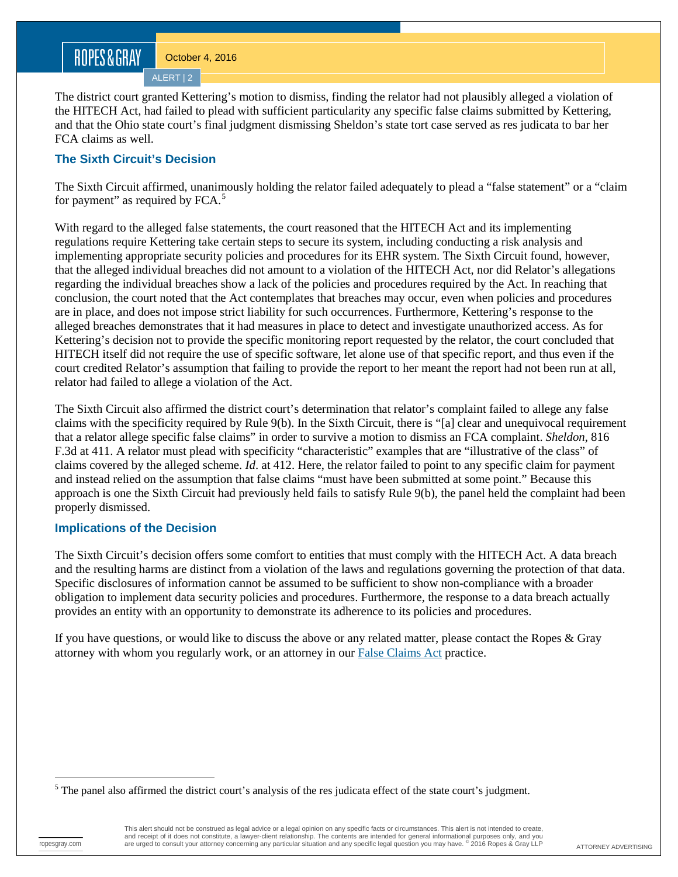The district court granted Kettering's motion to dismiss, finding the relator had not plausibly alleged a violation of the HITECH Act, had failed to plead with sufficient particularity any specific false claims submitted by Kettering, and that the Ohio state court's final judgment dismissing Sheldon's state tort case served as res judicata to bar her FCA claims as well.

## The Sixth Circuit's Decision

The Sixth Circuit affirmed, unanimously holding the relator failed adequately to plead a "false statement" or a "claim for payment" as required by FCA.[5]

With regard to the alleged false statements, the court reasoned that the HITECH Act and its implementing regulations require Kettering take certain steps to secure its system, including conducting a risk analysis and implementing appropriate security policies and procedures for its EHR system. The Sixth Circuit found, however, that the alleged individual breaches did not amount to a violation of the HITECH Act, nor did Relator's allegations regarding the individual breaches show a lack of the policies and procedures required by the Act. In reaching that conclusion, the court noted that the Act contemplates that breaches may occur, even when policies and procedures are in place, and does not impose strict liability for such occurrences. Furthermore, Kettering's response to the alleged breaches demonstrates that it had measures in place to detect and investigate unauthorized access. As for Kettering's decision not to provide the specific monitoring report requested by the relator, the court concluded that HITECH itself did not require the use of specific software, let alone use of that specific report, and thus even if the court credited Relator's assumption that failing to provide the report to her meant the report had not been run at all, relator had failed to allege a violation of the Act.

The Sixth Circuit also affirmed the district court's determination that relator's complaint failed to allege any false claims with the specificity required by Rule 9(b). In the Sixth Circuit, there is "[a] clear and unequivocal requirement that a relator allege specific false claims" in order to survive a motion to dismiss an FCA complaint. *Sheldon*, 816 F.3d at 411. A relator must plead with specificity "characteristic" examples that are "illustrative of the class" of claims covered by the alleged scheme. *Id*. at 412. Here, the relator failed to point to any specific claim for payment and instead relied on the assumption that false claims "must have been submitted at some point." Because this approach is one the Sixth Circuit had previously held fails to satisfy Rule 9(b), the panel held the complaint had been properly dismissed.

## Implications of the Decision

The Sixth Circuit's decision offers some comfort to entities that must comply with the HITECH Act. A data breach and the resulting harms are distinct from a violation of the laws and regulations governing the protection of that data. Specific disclosures of information cannot be assumed to be sufficient to show non-compliance with a broader obligation to implement data security policies and procedures. Furthermore, the response to a data breach actually provides an entity with an opportunity to demonstrate its adherence to its policies and procedures.

If you have questions, or would like to discuss the above or any related matter, please contact the Ropes & Gray attorney with whom you regularly work, or an attorney in our False Claims Act practice.

---

[5] The panel also affirmed the district court's analysis of the res judicata effect of the state court's judgment.